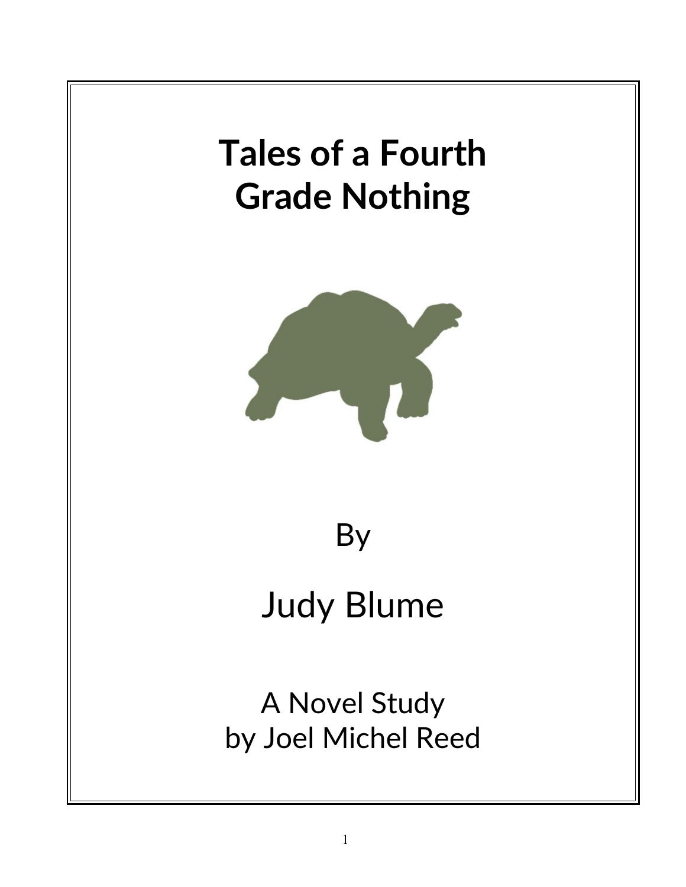# Tales of a Fourth Grade Nothing

By

Judy Blume

A Novel Study
by Joel Michel Reed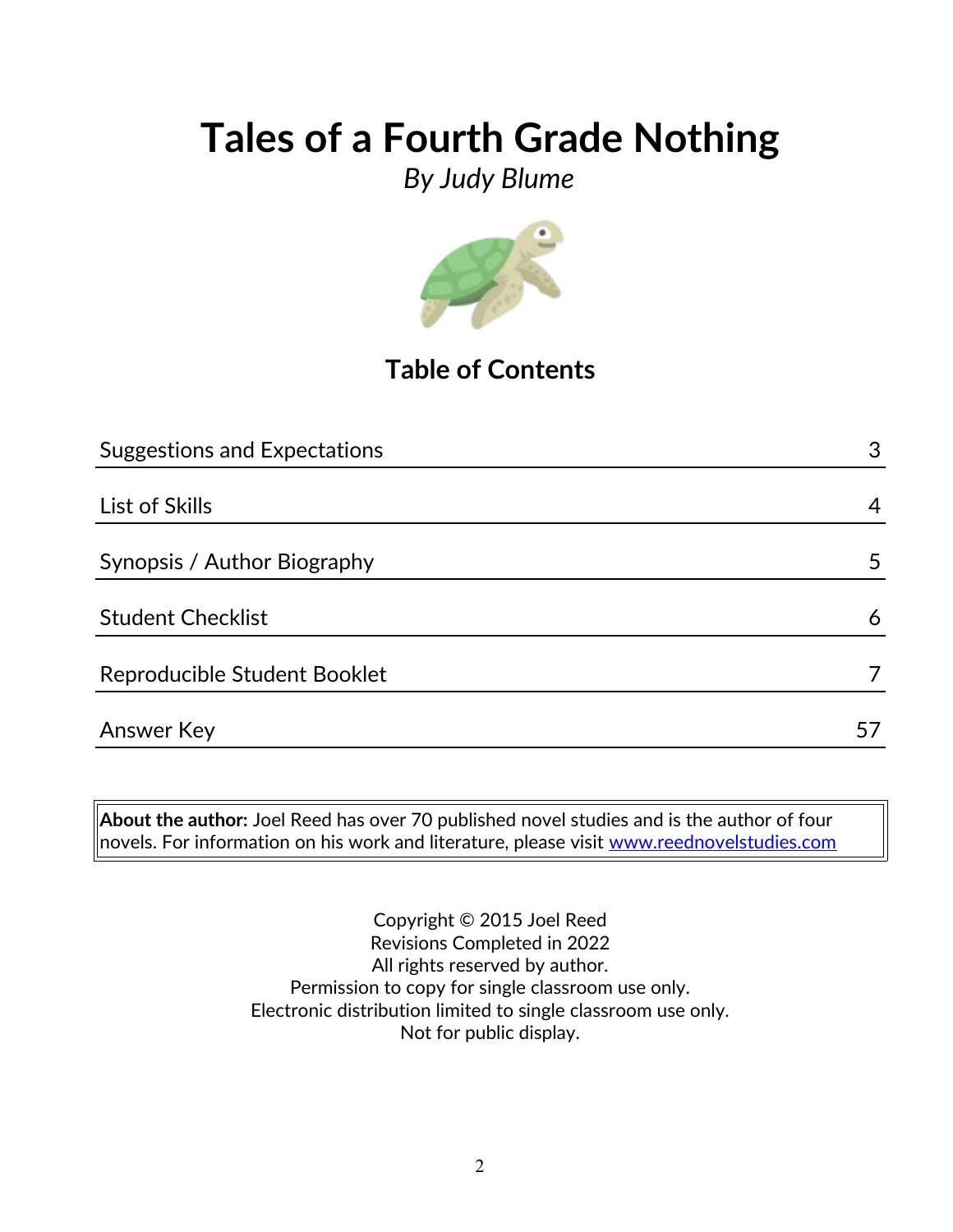# Tales of a Fourth Grade Nothing

*By Judy Blume*

## Table of Contents

| | |
|---|---|
| Suggestions and Expectations | 3 |
| List of Skills | 4 |
| Synopsis / Author Biography | 5 |
| Student Checklist | 6 |
| Reproducible Student Booklet | 7 |
| Answer Key | 57 |

**About the author:** Joel Reed has over 70 published novel studies and is the author of four novels. For information on his work and literature, please visit [www.reednovelstudies.com](http://www.reednovelstudies.com)

Copyright © 2015 Joel Reed
Revisions Completed in 2022
All rights reserved by author.
Permission to copy for single classroom use only.
Electronic distribution limited to single classroom use only.
Not for public display.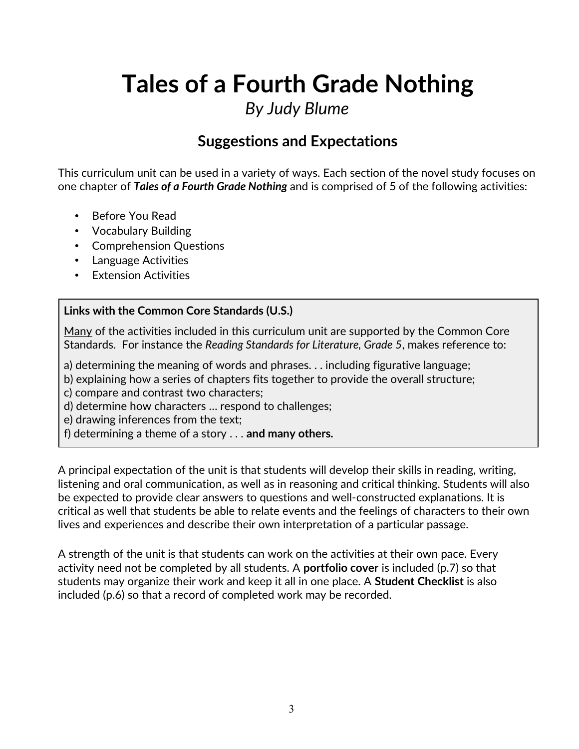# Tales of a Fourth Grade Nothing

*By Judy Blume*

## Suggestions and Expectations

This curriculum unit can be used in a variety of ways. Each section of the novel study focuses on one chapter of ***Tales of a Fourth Grade Nothing*** and is comprised of 5 of the following activities:

- Before You Read
- Vocabulary Building
- Comprehension Questions
- Language Activities
- Extension Activities

**Links with the Common Core Standards (U.S.)**

<u>Many</u> of the activities included in this curriculum unit are supported by the Common Core Standards. For instance the *Reading Standards for Literature, Grade 5*, makes reference to:

a) determining the meaning of words and phrases. . . including figurative language;
b) explaining how a series of chapters fits together to provide the overall structure;
c) compare and contrast two characters;
d) determine how characters … respond to challenges;
e) drawing inferences from the text;
f) determining a theme of a story . . . **and many others.**

A principal expectation of the unit is that students will develop their skills in reading, writing, listening and oral communication, as well as in reasoning and critical thinking. Students will also be expected to provide clear answers to questions and well-constructed explanations. It is critical as well that students be able to relate events and the feelings of characters to their own lives and experiences and describe their own interpretation of a particular passage.

A strength of the unit is that students can work on the activities at their own pace. Every activity need not be completed by all students. A **portfolio cover** is included (p.7) so that students may organize their work and keep it all in one place. A **Student Checklist** is also included (p.6) so that a record of completed work may be recorded.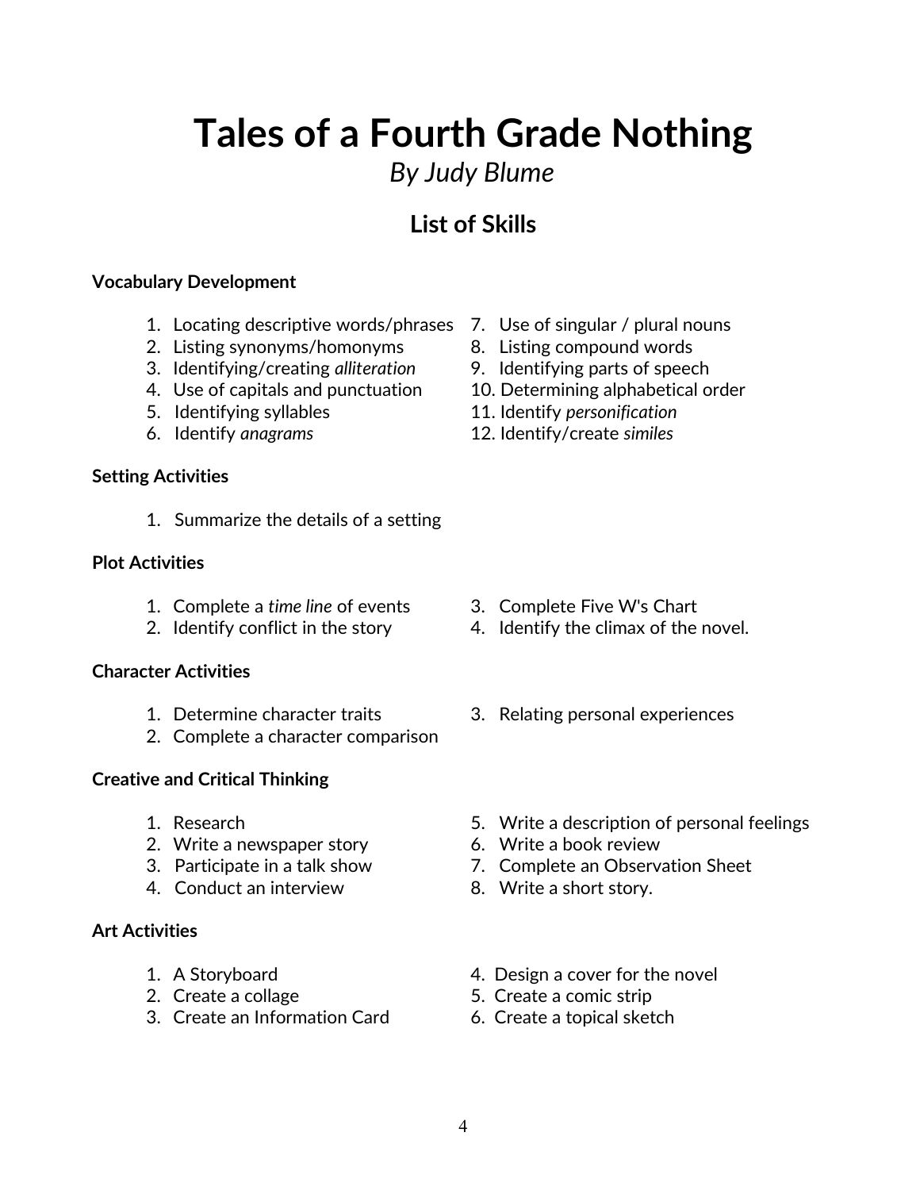# Tales of a Fourth Grade Nothing

*By Judy Blume*

## List of Skills

**Vocabulary Development**

1. Locating descriptive words/phrases
2. Listing synonyms/homonyms
3. Identifying/creating *alliteration*
4. Use of capitals and punctuation
5. Identifying syllables
6. Identify *anagrams*
7. Use of singular / plural nouns
8. Listing compound words
9. Identifying parts of speech
10. Determining alphabetical order
11. Identify *personification*
12. Identify/create *similes*

**Setting Activities**

1. Summarize the details of a setting

**Plot Activities**

1. Complete a *time line* of events
2. Identify conflict in the story
3. Complete Five W's Chart
4. Identify the climax of the novel.

**Character Activities**

1. Determine character traits
2. Complete a character comparison
3. Relating personal experiences

**Creative and Critical Thinking**

1. Research
2. Write a newspaper story
3. Participate in a talk show
4. Conduct an interview
5. Write a description of personal feelings
6. Write a book review
7. Complete an Observation Sheet
8. Write a short story.

**Art Activities**

1. A Storyboard
2. Create a collage
3. Create an Information Card
4. Design a cover for the novel
5. Create a comic strip
6. Create a topical sketch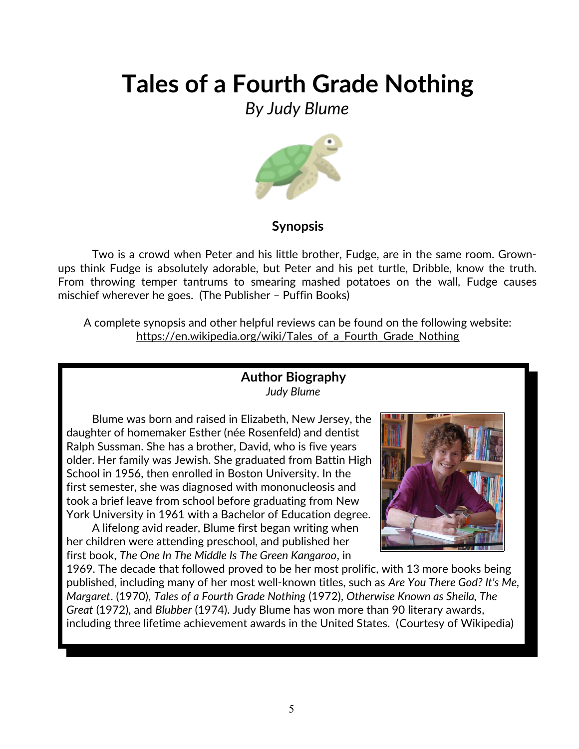# Tales of a Fourth Grade Nothing

*By Judy Blume*

### Synopsis

Two is a crowd when Peter and his little brother, Fudge, are in the same room. Grown-ups think Fudge is absolutely adorable, but Peter and his pet turtle, Dribble, know the truth. From throwing temper tantrums to smearing mashed potatoes on the wall, Fudge causes mischief wherever he goes. (The Publisher – Puffin Books)

A complete synopsis and other helpful reviews can be found on the following website:
https://en.wikipedia.org/wiki/Tales_of_a_Fourth_Grade_Nothing

### Author Biography

*Judy Blume*

Blume was born and raised in Elizabeth, New Jersey, the daughter of homemaker Esther (née Rosenfeld) and dentist Ralph Sussman. She has a brother, David, who is five years older. Her family was Jewish. She graduated from Battin High School in 1956, then enrolled in Boston University. In the first semester, she was diagnosed with mononucleosis and took a brief leave from school before graduating from New York University in 1961 with a Bachelor of Education degree.

A lifelong avid reader, Blume first began writing when her children were attending preschool, and published her first book, *The One In The Middle Is The Green Kangaroo*, in 1969. The decade that followed proved to be her most prolific, with 13 more books being published, including many of her most well-known titles, such as *Are You There God? It's Me, Margaret*. (1970), *Tales of a Fourth Grade Nothing* (1972), *Otherwise Known as Sheila, The Great* (1972), and *Blubber* (1974). Judy Blume has won more than 90 literary awards, including three lifetime achievement awards in the United States. (Courtesy of Wikipedia)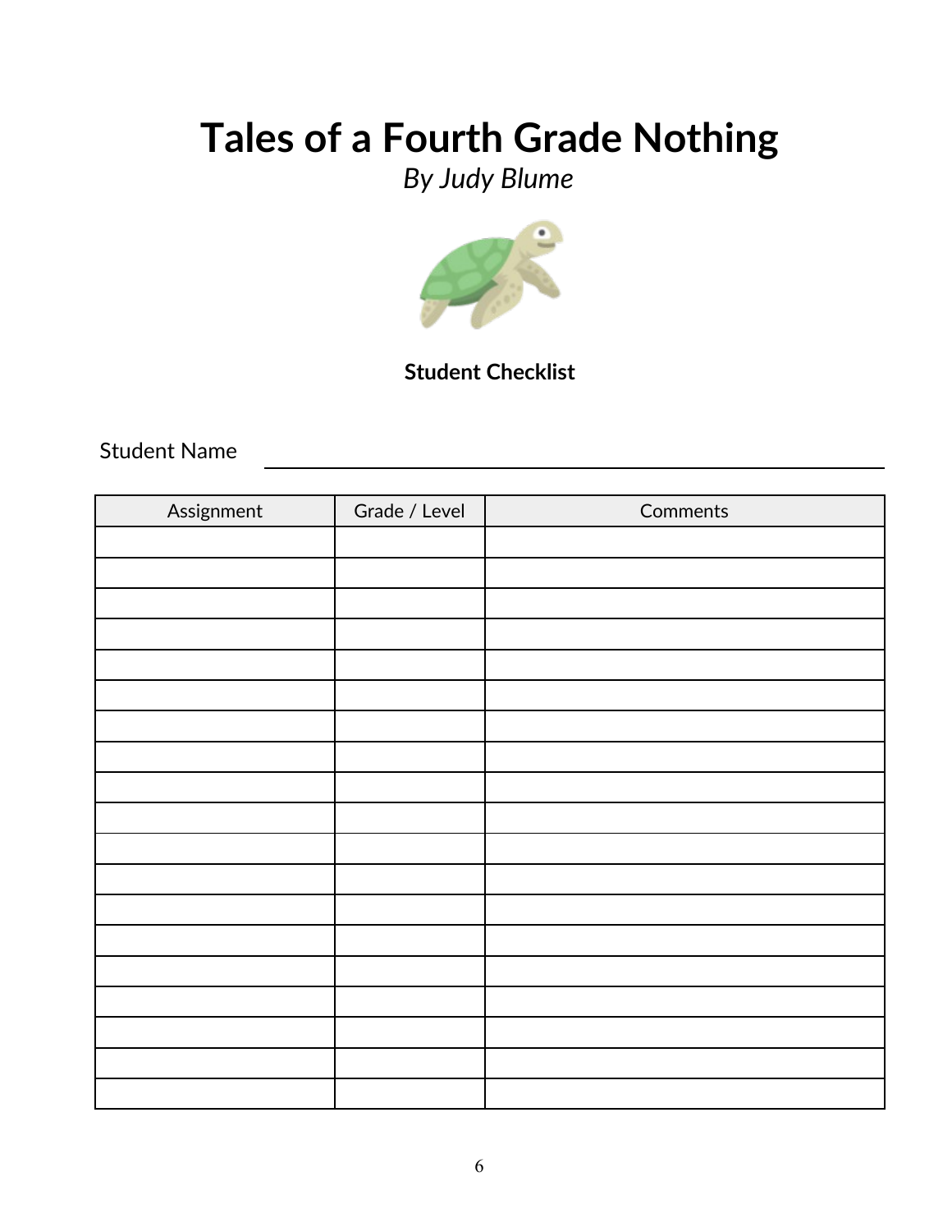# Tales of a Fourth Grade Nothing

*By Judy Blume*

**Student Checklist**

Student Name ______________________________

| Assignment | Grade / Level | Comments |
|---|---|---|
| | | |
| | | |
| | | |
| | | |
| | | |
| | | |
| | | |
| | | |
| | | |
| | | |
| | | |
| | | |
| | | |
| | | |
| | | |
| | | |
| | | |
| | | |
| | | |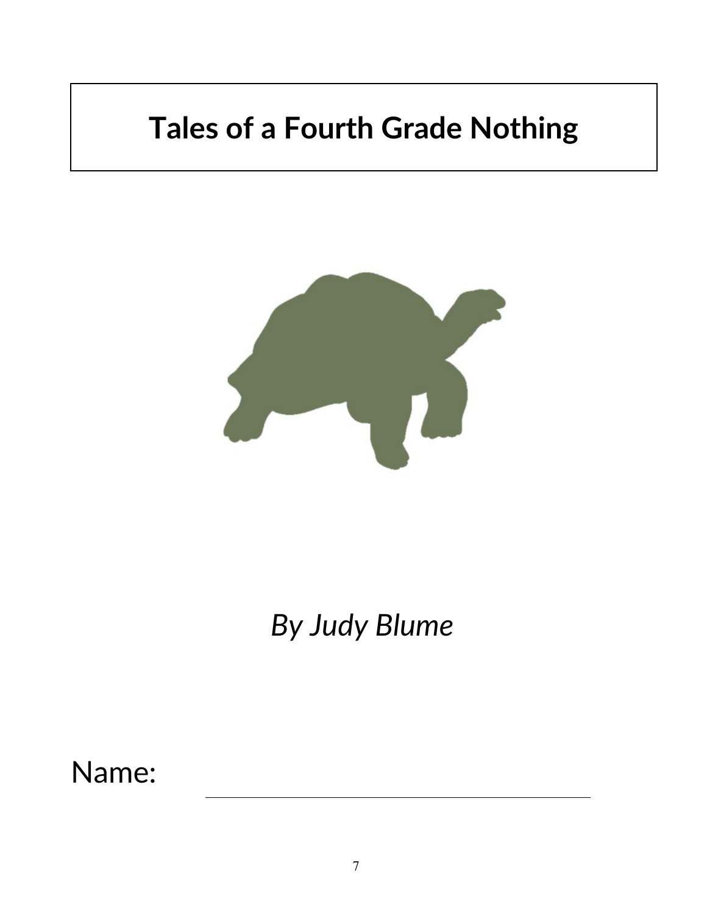# Tales of a Fourth Grade Nothing

*By Judy Blume*

Name: \_\_\_\_\_\_\_\_\_\_\_\_\_\_\_\_\_\_\_\_\_\_\_\_\_\_\_\_\_\_\_\_\_\_\_\_\_\_\_\_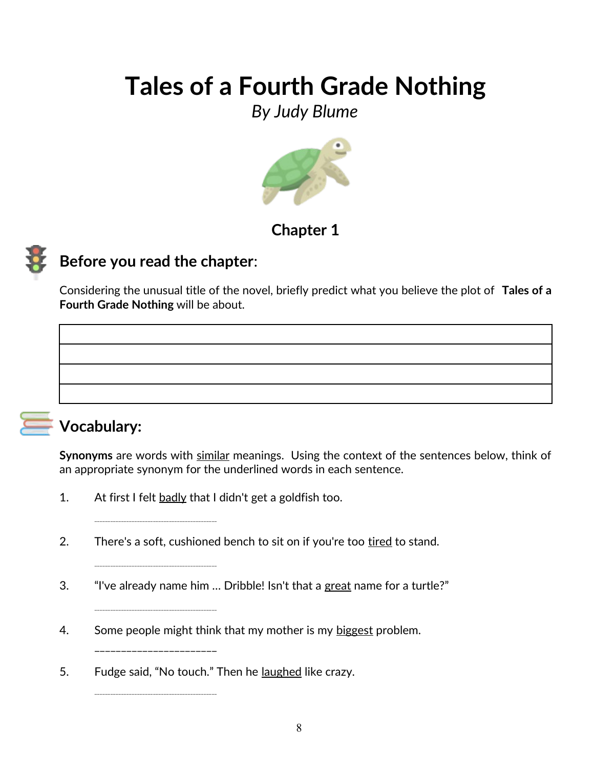# Tales of a Fourth Grade Nothing

*By Judy Blume*

### Chapter 1

## Before you read the chapter:

Considering the unusual title of the novel, briefly predict what you believe the plot of **Tales of a Fourth Grade Nothing** will be about.

|  |
|---|
|  |
|  |
|  |

## Vocabulary:

**Synonyms** are words with similar meanings. Using the context of the sentences below, think of an appropriate synonym for the underlined words in each sentence.

1. At first I felt badly that I didn't get a goldfish too.

   ______________________

2. There's a soft, cushioned bench to sit on if you're too tired to stand.

   ______________________

3. "I've already name him … Dribble! Isn't that a great name for a turtle?"

   ______________________

4. Some people might think that my mother is my biggest problem.

   ______________________

5. Fudge said, "No touch." Then he laughed like crazy.

   ______________________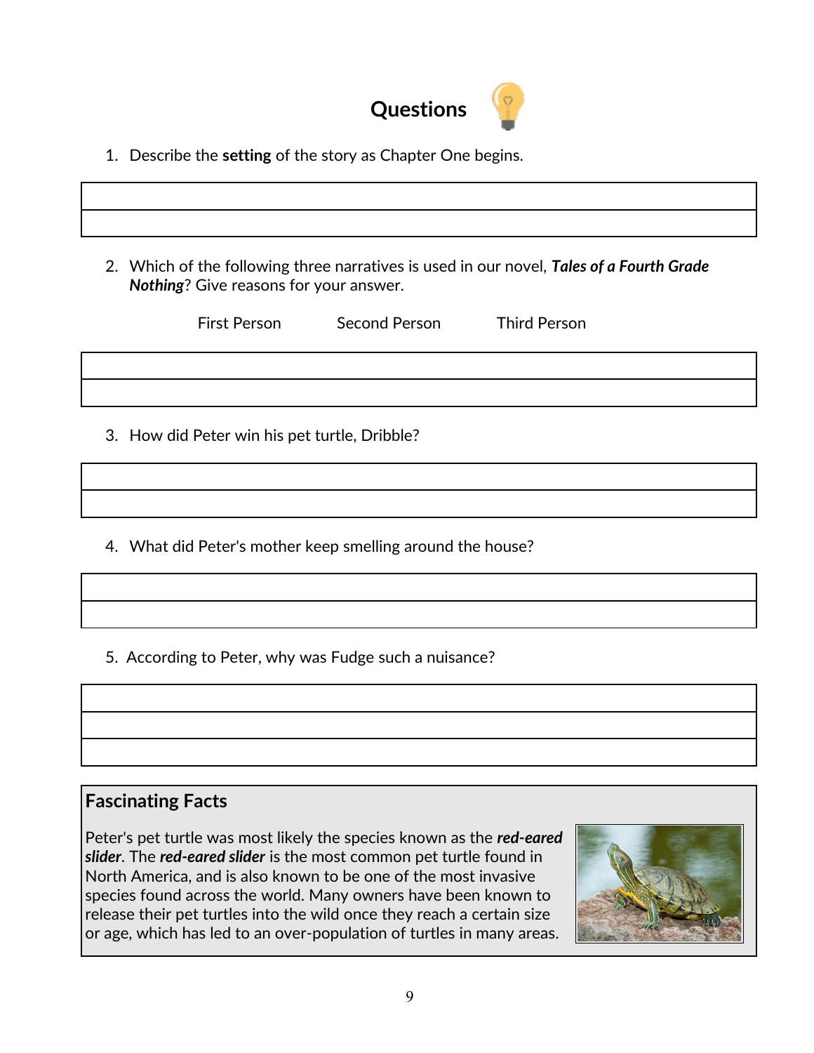# Questions

1. Describe the **setting** of the story as Chapter One begins.

2. Which of the following three narratives is used in our novel, ***Tales of a Fourth Grade Nothing***? Give reasons for your answer.

   First Person Second Person Third Person

3. How did Peter win his pet turtle, Dribble?

4. What did Peter's mother keep smelling around the house?

5. According to Peter, why was Fudge such a nuisance?

## Fascinating Facts

Peter's pet turtle was most likely the species known as the ***red-eared slider***. The ***red-eared slider*** is the most common pet turtle found in North America, and is also known to be one of the most invasive species found across the world. Many owners have been known to release their pet turtles into the wild once they reach a certain size or age, which has led to an over-population of turtles in many areas.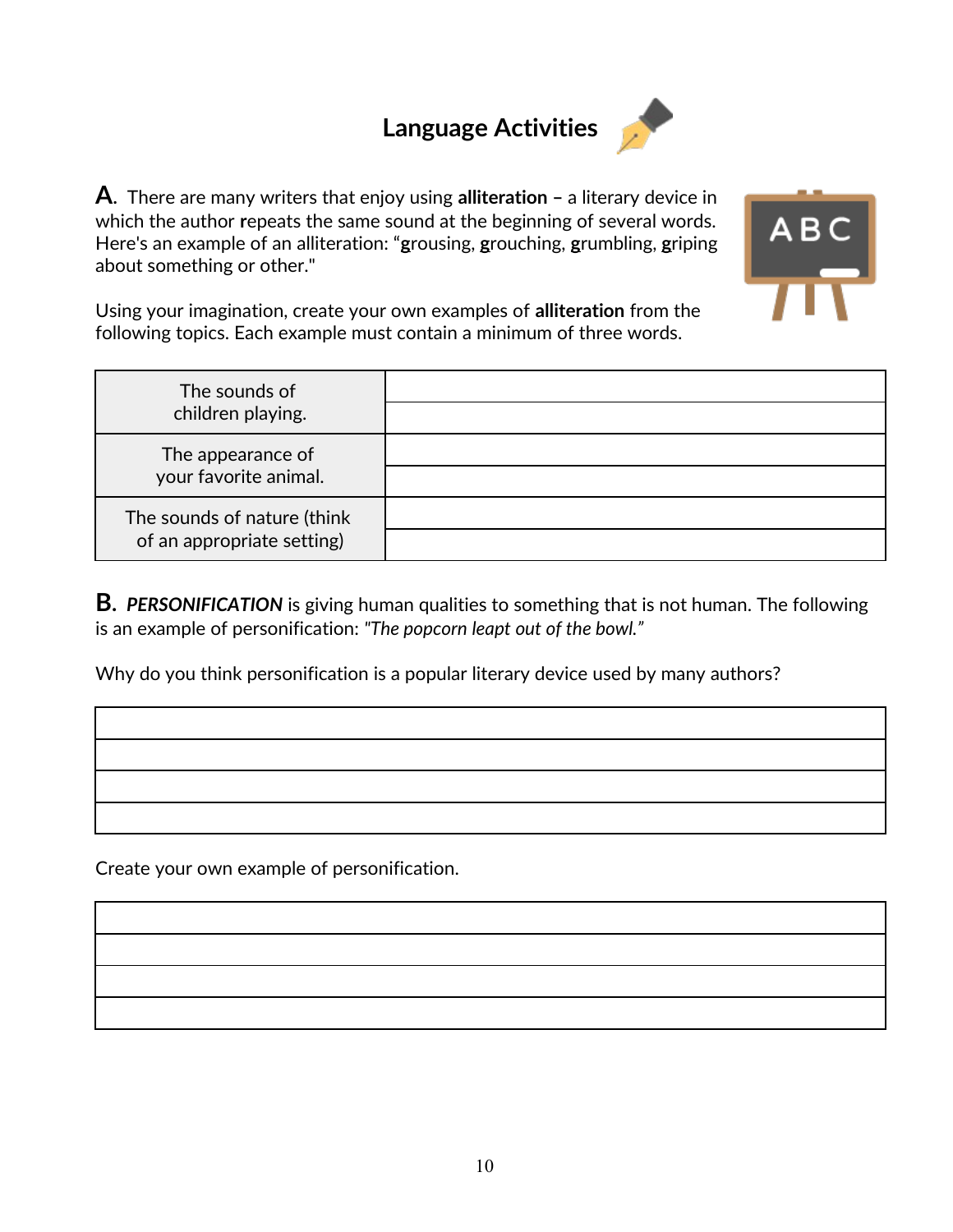# Language Activities

**A.** There are many writers that enjoy using **alliteration –** a literary device in which the author **r**epeats the same sound at the beginning of several words. Here's an example of an alliteration: "**g**rousing, **g**rouching, **g**rumbling, **g**riping about something or other."

Using your imagination, create your own examples of **alliteration** from the following topics. Each example must contain a minimum of three words.

| | |
|---|---|
| The sounds of children playing. | |
| | |
| The appearance of your favorite animal. | |
| | |
| The sounds of nature (think of an appropriate setting) | |
| | |

**B.** ***PERSONIFICATION*** is giving human qualities to something that is not human. The following is an example of personification: *"The popcorn leapt out of the bowl."*

Why do you think personification is a popular literary device used by many authors?

| |
|---|
| |
| |
| |
| |

Create your own example of personification.

| |
|---|
| |
| |
| |
| |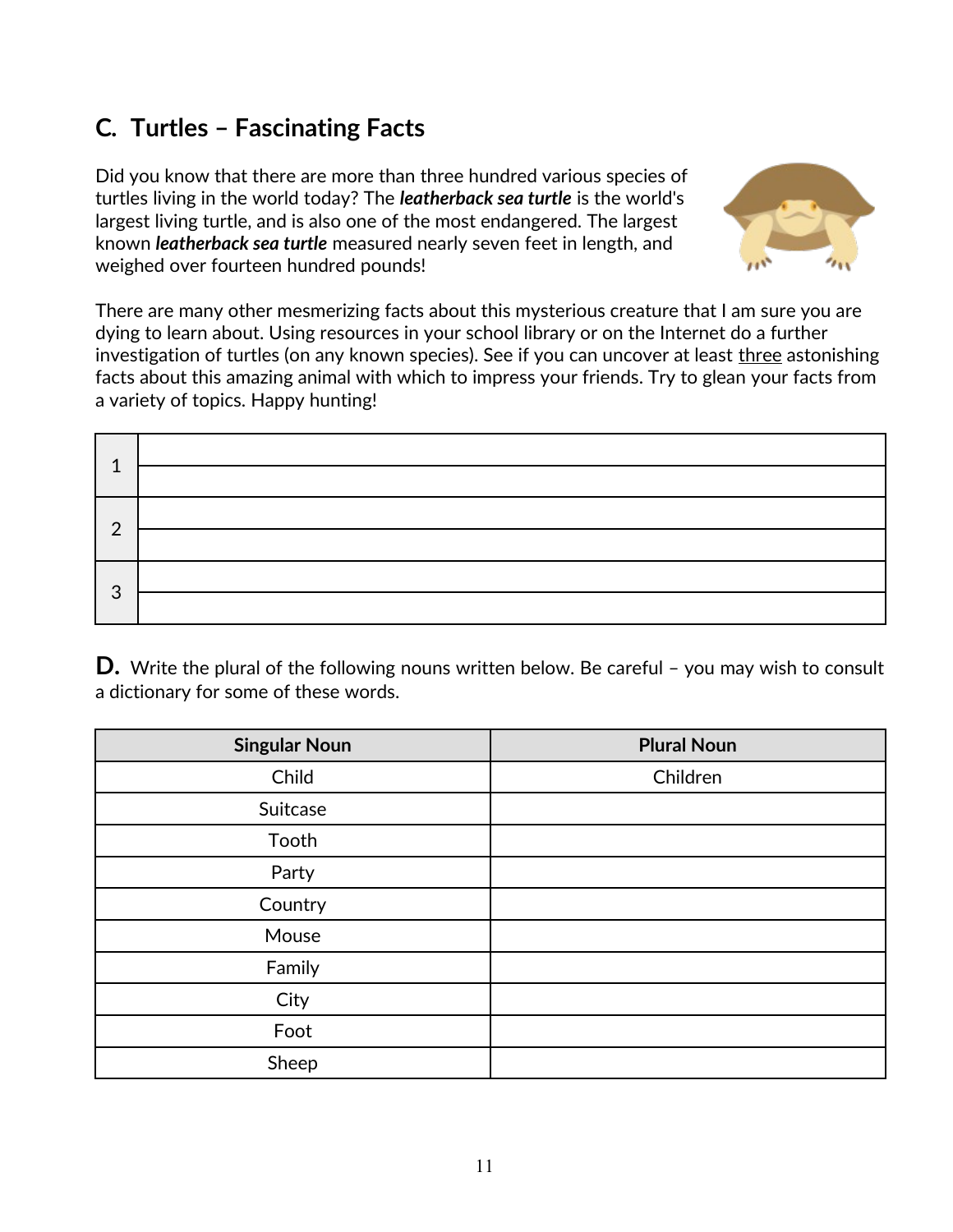## C.  Turtles – Fascinating Facts

Did you know that there are more than three hundred various species of turtles living in the world today? The ***leatherback sea turtle*** is the world's largest living turtle, and is also one of the most endangered. The largest known ***leatherback sea turtle*** measured nearly seven feet in length, and weighed over fourteen hundred pounds!

There are many other mesmerizing facts about this mysterious creature that I am sure you are dying to learn about. Using resources in your school library or on the Internet do a further investigation of turtles (on any known species). See if you can uncover at least <u>three</u> astonishing facts about this amazing animal with which to impress your friends. Try to glean your facts from a variety of topics. Happy hunting!

| | |
|---|---|
| 1 | |
| | |
| 2 | |
| | |
| 3 | |
| | |

**D.** Write the plural of the following nouns written below. Be careful – you may wish to consult a dictionary for some of these words.

| Singular Noun | Plural Noun |
|---|---|
| Child | Children |
| Suitcase | |
| Tooth | |
| Party | |
| Country | |
| Mouse | |
| Family | |
| City | |
| Foot | |
| Sheep | |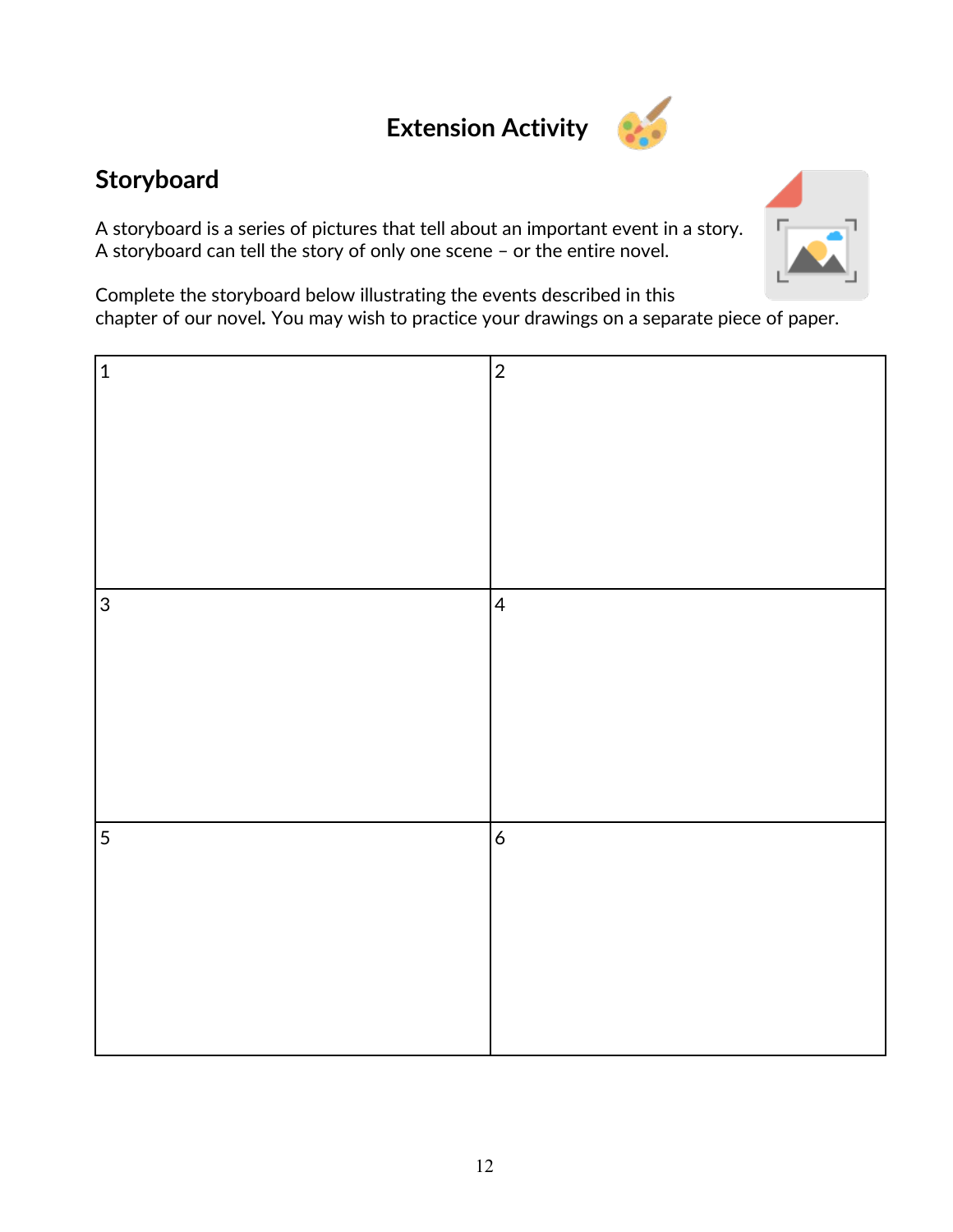# Extension Activity

## Storyboard

A storyboard is a series of pictures that tell about an important event in a story. A storyboard can tell the story of only one scene – or the entire novel.

Complete the storyboard below illustrating the events described in this chapter of our novel. You may wish to practice your drawings on a separate piece of paper.

| | |
|---|---|
| 1 | 2 |
| 3 | 4 |
| 5 | 6 |